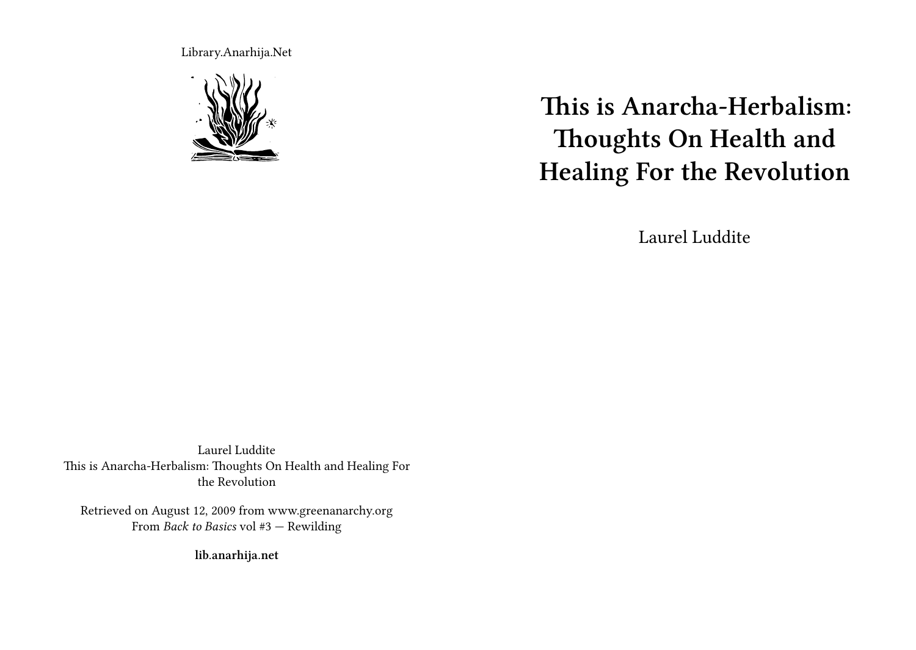Library.Anarhija.Net

# This is Anarcha-Herbalism: Thoughts On Health and Healing For the Revolution

Laurel Luddite

Laurel Luddite
This is Anarcha-Herbalism: Thoughts On Health and Healing For the Revolution

Retrieved on August 12, 2009 from www.greenanarchy.org
From *Back to Basics* vol #3 — Rewilding

**lib.anarhija.net**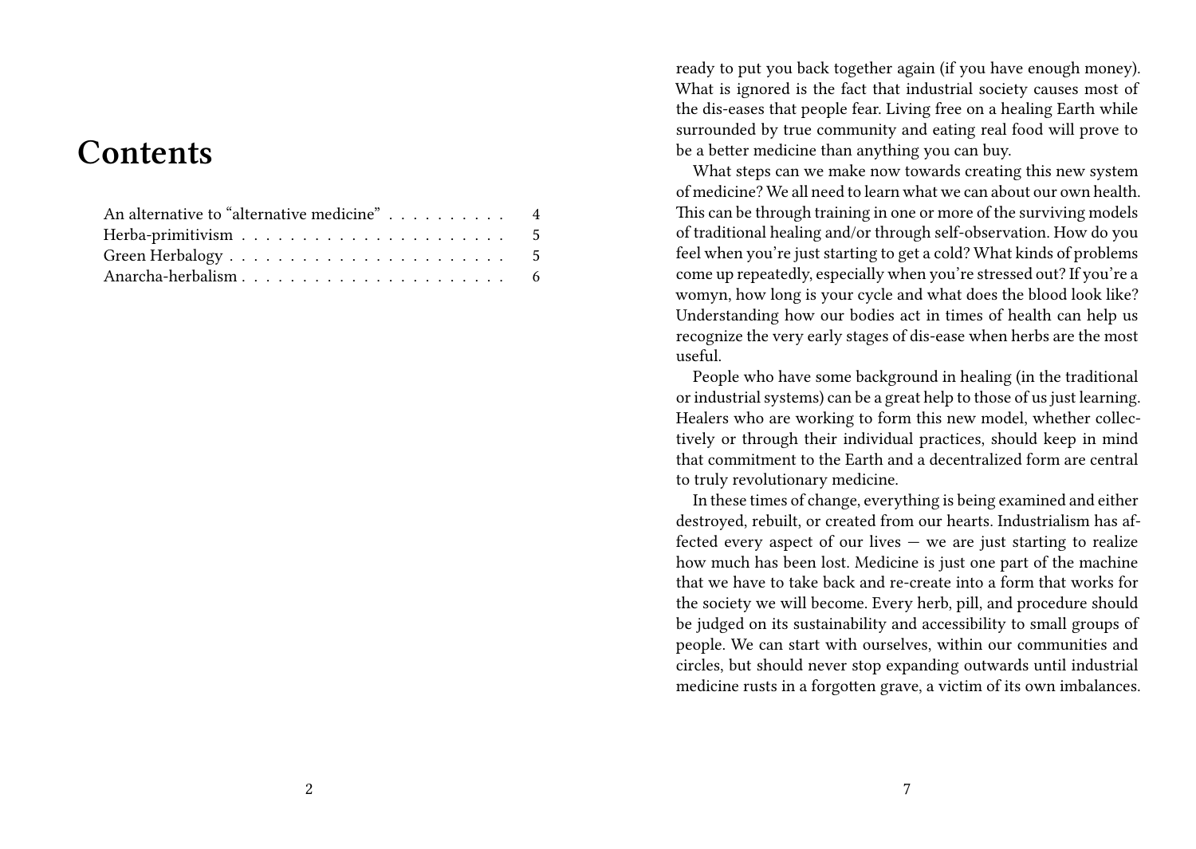# Contents

An alternative to "alternative medicine" . . . . . . . . . . 4
Herba-primitivism . . . . . . . . . . . . . . . . . . . . . . 5
Green Herbalogy . . . . . . . . . . . . . . . . . . . . . . . 5
Anarcha-herbalism . . . . . . . . . . . . . . . . . . . . . . 6

ready to put you back together again (if you have enough money). What is ignored is the fact that industrial society causes most of the dis-eases that people fear. Living free on a healing Earth while surrounded by true community and eating real food will prove to be a better medicine than anything you can buy.

What steps can we make now towards creating this new system of medicine? We all need to learn what we can about our own health. This can be through training in one or more of the surviving models of traditional healing and/or through self-observation. How do you feel when you're just starting to get a cold? What kinds of problems come up repeatedly, especially when you're stressed out? If you're a womyn, how long is your cycle and what does the blood look like? Understanding how our bodies act in times of health can help us recognize the very early stages of dis-ease when herbs are the most useful.

People who have some background in healing (in the traditional or industrial systems) can be a great help to those of us just learning. Healers who are working to form this new model, whether collectively or through their individual practices, should keep in mind that commitment to the Earth and a decentralized form are central to truly revolutionary medicine.

In these times of change, everything is being examined and either destroyed, rebuilt, or created from our hearts. Industrialism has affected every aspect of our lives — we are just starting to realize how much has been lost. Medicine is just one part of the machine that we have to take back and re-create into a form that works for the society we will become. Every herb, pill, and procedure should be judged on its sustainability and accessibility to small groups of people. We can start with ourselves, within our communities and circles, but should never stop expanding outwards until industrial medicine rusts in a forgotten grave, a victim of its own imbalances.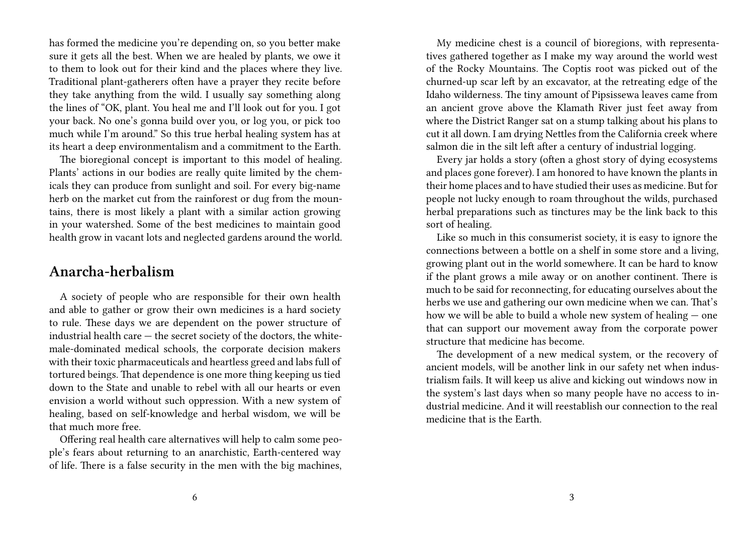has formed the medicine you're depending on, so you better make sure it gets all the best. When we are healed by plants, we owe it to them to look out for their kind and the places where they live. Traditional plant-gatherers often have a prayer they recite before they take anything from the wild. I usually say something along the lines of "OK, plant. You heal me and I'll look out for you. I got your back. No one's gonna build over you, or log you, or pick too much while I'm around." So this true herbal healing system has at its heart a deep environmentalism and a commitment to the Earth.

The bioregional concept is important to this model of healing. Plants' actions in our bodies are really quite limited by the chemicals they can produce from sunlight and soil. For every big-name herb on the market cut from the rainforest or dug from the mountains, there is most likely a plant with a similar action growing in your watershed. Some of the best medicines to maintain good health grow in vacant lots and neglected gardens around the world.

## Anarcha-herbalism

A society of people who are responsible for their own health and able to gather or grow their own medicines is a hard society to rule. These days we are dependent on the power structure of industrial health care — the secret society of the doctors, the white-male-dominated medical schools, the corporate decision makers with their toxic pharmaceuticals and heartless greed and labs full of tortured beings. That dependence is one more thing keeping us tied down to the State and unable to rebel with all our hearts or even envision a world without such oppression. With a new system of healing, based on self-knowledge and herbal wisdom, we will be that much more free.

Offering real health care alternatives will help to calm some people's fears about returning to an anarchistic, Earth-centered way of life. There is a false security in the men with the big machines,

My medicine chest is a council of bioregions, with representatives gathered together as I make my way around the world west of the Rocky Mountains. The Coptis root was picked out of the churned-up scar left by an excavator, at the retreating edge of the Idaho wilderness. The tiny amount of Pipsissewa leaves came from an ancient grove above the Klamath River just feet away from where the District Ranger sat on a stump talking about his plans to cut it all down. I am drying Nettles from the California creek where salmon die in the silt left after a century of industrial logging.

Every jar holds a story (often a ghost story of dying ecosystems and places gone forever). I am honored to have known the plants in their home places and to have studied their uses as medicine. But for people not lucky enough to roam throughout the wilds, purchased herbal preparations such as tinctures may be the link back to this sort of healing.

Like so much in this consumerist society, it is easy to ignore the connections between a bottle on a shelf in some store and a living, growing plant out in the world somewhere. It can be hard to know if the plant grows a mile away or on another continent. There is much to be said for reconnecting, for educating ourselves about the herbs we use and gathering our own medicine when we can. That's how we will be able to build a whole new system of healing — one that can support our movement away from the corporate power structure that medicine has become.

The development of a new medical system, or the recovery of ancient models, will be another link in our safety net when industrialism fails. It will keep us alive and kicking out windows now in the system's last days when so many people have no access to industrial medicine. And it will reestablish our connection to the real medicine that is the Earth.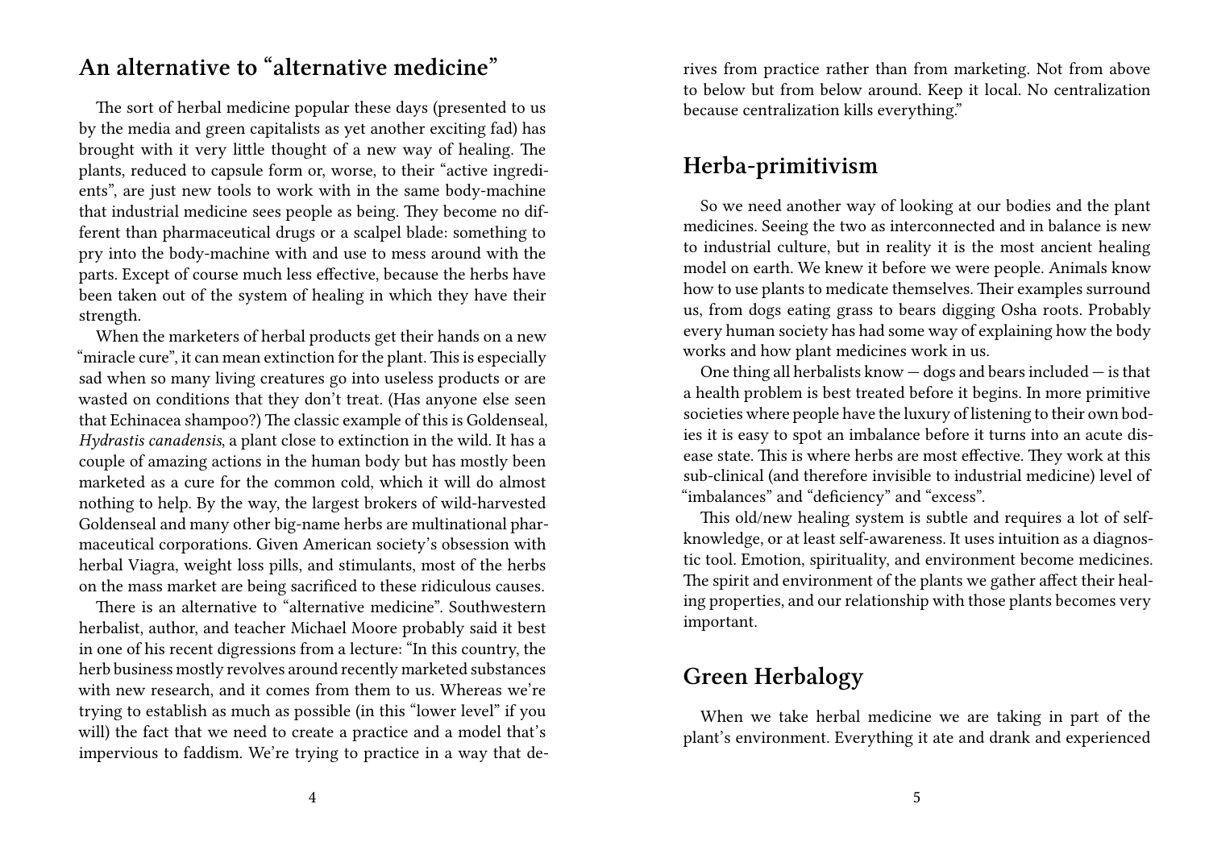## An alternative to "alternative medicine"

The sort of herbal medicine popular these days (presented to us by the media and green capitalists as yet another exciting fad) has brought with it very little thought of a new way of healing. The plants, reduced to capsule form or, worse, to their "active ingredients", are just new tools to work with in the same body-machine that industrial medicine sees people as being. They become no different than pharmaceutical drugs or a scalpel blade: something to pry into the body-machine with and use to mess around with the parts. Except of course much less effective, because the herbs have been taken out of the system of healing in which they have their strength.

When the marketers of herbal products get their hands on a new "miracle cure", it can mean extinction for the plant. This is especially sad when so many living creatures go into useless products or are wasted on conditions that they don't treat. (Has anyone else seen that Echinacea shampoo?) The classic example of this is Goldenseal, *Hydrastis canadensis*, a plant close to extinction in the wild. It has a couple of amazing actions in the human body but has mostly been marketed as a cure for the common cold, which it will do almost nothing to help. By the way, the largest brokers of wild-harvested Goldenseal and many other big-name herbs are multinational pharmaceutical corporations. Given American society's obsession with herbal Viagra, weight loss pills, and stimulants, most of the herbs on the mass market are being sacrificed to these ridiculous causes.

There is an alternative to "alternative medicine". Southwestern herbalist, author, and teacher Michael Moore probably said it best in one of his recent digressions from a lecture: "In this country, the herb business mostly revolves around recently marketed substances with new research, and it comes from them to us. Whereas we're trying to establish as much as possible (in this "lower level" if you will) the fact that we need to create a practice and a model that's impervious to faddism. We're trying to practice in a way that derives from practice rather than from marketing. Not from above to below but from below around. Keep it local. No centralization because centralization kills everything."

## Herba-primitivism

So we need another way of looking at our bodies and the plant medicines. Seeing the two as interconnected and in balance is new to industrial culture, but in reality it is the most ancient healing model on earth. We knew it before we were people. Animals know how to use plants to medicate themselves. Their examples surround us, from dogs eating grass to bears digging Osha roots. Probably every human society has had some way of explaining how the body works and how plant medicines work in us.

One thing all herbalists know — dogs and bears included — is that a health problem is best treated before it begins. In more primitive societies where people have the luxury of listening to their own bodies it is easy to spot an imbalance before it turns into an acute disease state. This is where herbs are most effective. They work at this sub-clinical (and therefore invisible to industrial medicine) level of "imbalances" and "deficiency" and "excess".

This old/new healing system is subtle and requires a lot of self-knowledge, or at least self-awareness. It uses intuition as a diagnostic tool. Emotion, spirituality, and environment become medicines. The spirit and environment of the plants we gather affect their healing properties, and our relationship with those plants becomes very important.

## Green Herbalogy

When we take herbal medicine we are taking in part of the plant's environment. Everything it ate and drank and experienced